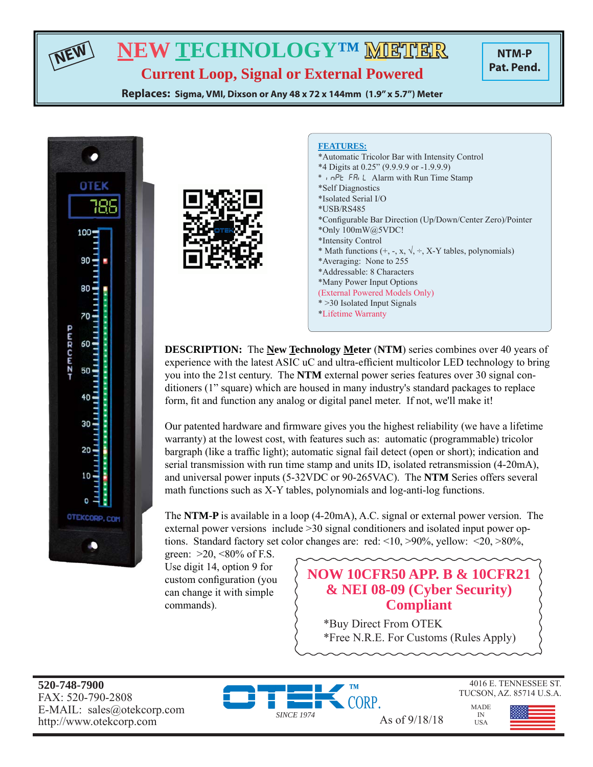NEW

# NEW TECHNOLOGY™ METER

## Current Loop, Signal or External Powered

**NTM-P**
**Pat. Pend.**

**Replaces: Sigma, VMI, Dixson or Any 48 x 72 x 144mm (1.9" x 5.7") Meter**

**FEATURES:**

*Automatic Tricolor Bar with Intensity Control
*4 Digits at 0.25" (9.9.9.9 or -1.9.9.9)
* inPt FAiL Alarm with Run Time Stamp
*Self Diagnostics
*Isolated Serial I/O
*USB/RS485
*Configurable Bar Direction (Up/Down/Center Zero)/Pointer
*Only 100mW@5VDC!
*Intensity Control
* Math functions (+, -, x, √, ÷, X-Y tables, polynomials)
*Averaging: None to 255
*Addressable: 8 Characters
*Many Power Input Options
(External Powered Models Only)
* >30 Isolated Input Signals
*Lifetime Warranty

**DESCRIPTION:** The **New Technology Meter** (**NTM**) series combines over 40 years of experience with the latest ASIC uC and ultra-efficient multicolor LED technology to bring you into the 21st century. The **NTM** external power series features over 30 signal conditioners (1" square) which are housed in many industry's standard packages to replace form, fit and function any analog or digital panel meter. If not, we'll make it!

Our patented hardware and firmware gives you the highest reliability (we have a lifetime warranty) at the lowest cost, with features such as: automatic (programmable) tricolor bargraph (like a traffic light); automatic signal fail detect (open or short); indication and serial transmission with run time stamp and units ID, isolated retransmission (4-20mA), and universal power inputs (5-32VDC or 90-265VAC). The **NTM** Series offers several math functions such as X-Y tables, polynomials and log-anti-log functions.

The **NTM-P** is available in a loop (4-20mA), A.C. signal or external power version. The external power versions include >30 signal conditioners and isolated input power options. Standard factory set color changes are: red: <10, >90%, yellow: <20, >80%, green: >20, <80% of F.S. Use digit 14, option 9 for custom configuration (you can change it with simple commands).

**NOW 10CFR50 APP. B & 10CFR21 & NEI 08-09 (Cyber Security) Compliant**

*Buy Direct From OTEK
*Free N.R.E. For Customs (Rules Apply)

**520-748-7900**
FAX: 520-790-2808
E-MAIL: sales@otekcorp.com
http://www.otekcorp.com

OTEK™ CORP.
SINCE 1974

As of 9/18/18

4016 E. TENNESSEE ST.
TUCSON, AZ. 85714 U.S.A.

MADE IN USA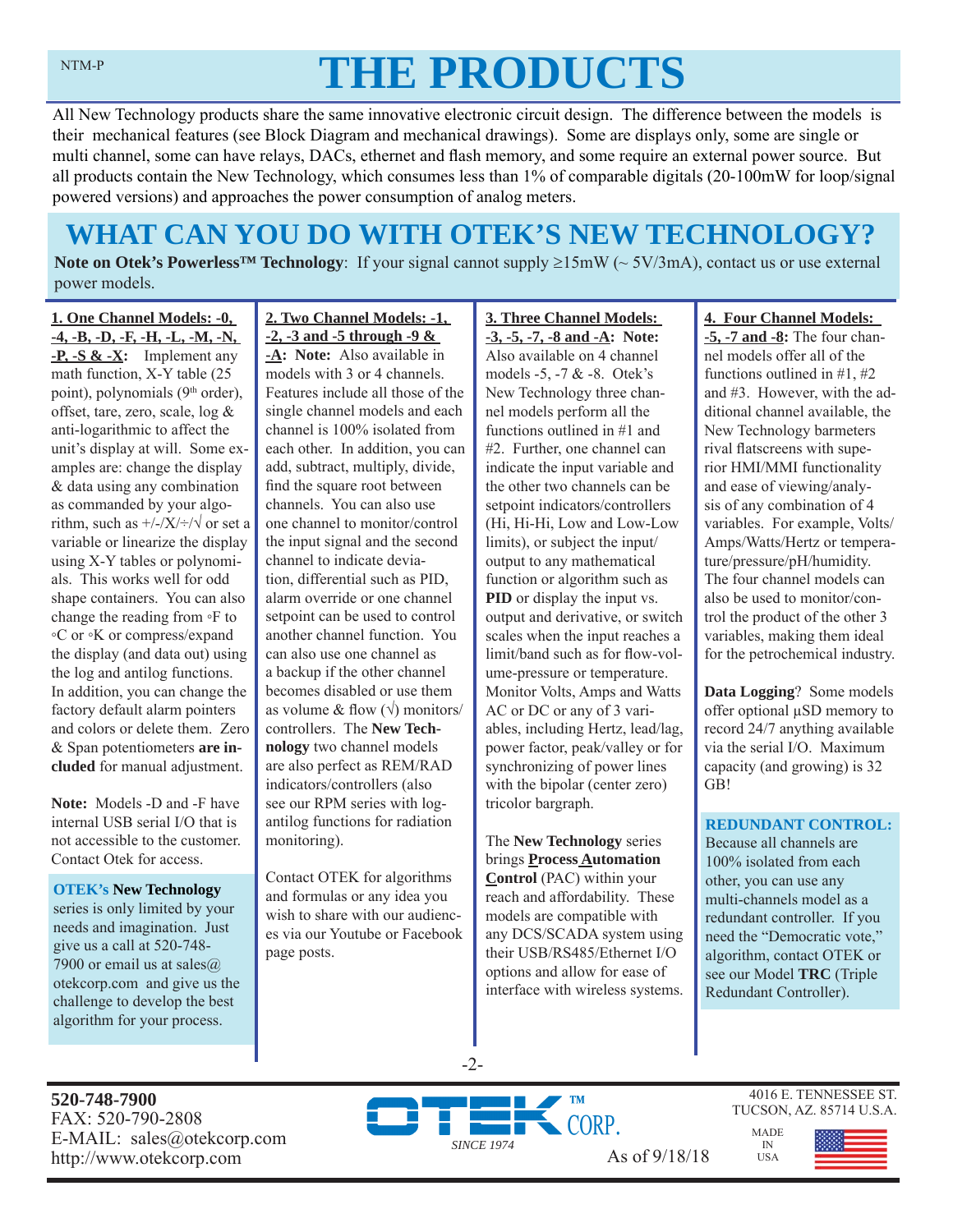# THE PRODUCTS

All New Technology products share the same innovative electronic circuit design. The difference between the models is their mechanical features (see Block Diagram and mechanical drawings). Some are displays only, some are single or multi channel, some can have relays, DACs, ethernet and flash memory, and some require an external power source. But all products contain the New Technology, which consumes less than 1% of comparable digitals (20-100mW for loop/signal powered versions) and approaches the power consumption of analog meters.

## WHAT CAN YOU DO WITH OTEK'S NEW TECHNOLOGY?

**Note on Otek's Powerless™ Technology**: If your signal cannot supply ≥15mW (~ 5V/3mA), contact us or use external power models.

**1. One Channel Models: -0, -4, -B, -D, -F, -H, -L, -M, -N, -P, -S & -X:** Implement any math function, X-Y table (25 point), polynomials (9th order), offset, tare, zero, scale, log & anti-logarithmic to affect the unit's display at will. Some examples are: change the display & data using any combination as commanded by your algorithm, such as +/-/X/÷/√ or set a variable or linearize the display using X-Y tables or polynomials. This works well for odd shape containers. You can also change the reading from ◦F to ◦C or ◦K or compress/expand the display (and data out) using the log and antilog functions. In addition, you can change the factory default alarm pointers and colors or delete them. Zero & Span potentiometers **are included** for manual adjustment.

**Note:** Models -D and -F have internal USB serial I/O that is not accessible to the customer. Contact Otek for access.

**OTEK's New Technology** series is only limited by your needs and imagination. Just give us a call at 520-748-7900 or email us at sales@otekcorp.com and give us the challenge to develop the best algorithm for your process.

**2. Two Channel Models: -1, -2, -3 and -5 through -9 & -A: Note:** Also available in models with 3 or 4 channels. Features include all those of the single channel models and each channel is 100% isolated from each other. In addition, you can add, subtract, multiply, divide, find the square root between channels. You can also use one channel to monitor/control the input signal and the second channel to indicate deviation, differential such as PID, alarm override or one channel setpoint can be used to control another channel function. You can also use one channel as a backup if the other channel becomes disabled or use them as volume & flow (√) monitors/controllers. The **New Technology** two channel models are also perfect as REM/RAD indicators/controllers (also see our RPM series with log-antilog functions for radiation monitoring).

Contact OTEK for algorithms and formulas or any idea you wish to share with our audiences via our Youtube or Facebook page posts.

**3. Three Channel Models: -3, -5, -7, -8 and -A: Note:** Also available on 4 channel models -5, -7 & -8. Otek's New Technology three channel models perform all the functions outlined in #1 and #2. Further, one channel can indicate the input variable and the other two channels can be setpoint indicators/controllers (Hi, Hi-Hi, Low and Low-Low limits), or subject the input/output to any mathematical function or algorithm such as **PID** or display the input vs. output and derivative, or switch scales when the input reaches a limit/band such as for flow-volume-pressure or temperature. Monitor Volts, Amps and Watts AC or DC or any of 3 variables, including Hertz, lead/lag, power factor, peak/valley or for synchronizing of power lines with the bipolar (center zero) tricolor bargraph.

The **New Technology** series brings **Process Automation Control** (PAC) within your reach and affordability. These models are compatible with any DCS/SCADA system using their USB/RS485/Ethernet I/O options and allow for ease of interface with wireless systems.

**4. Four Channel Models: -5, -7 and -8:** The four channel models offer all of the functions outlined in #1, #2 and #3. However, with the additional channel available, the New Technology barmeters rival flatscreens with superior HMI/MMI functionality and ease of viewing/analysis of any combination of 4 variables. For example, Volts/Amps/Watts/Hertz or temperature/pressure/pH/humidity. The four channel models can also be used to monitor/control the product of the other 3 variables, making them ideal for the petrochemical industry.

**Data Logging**? Some models offer optional µSD memory to record 24/7 anything available via the serial I/O. Maximum capacity (and growing) is 32 GB!

**REDUNDANT CONTROL:** Because all channels are 100% isolated from each other, you can use any multi-channels model as a redundant controller. If you need the "Democratic vote," algorithm, contact OTEK or see our Model **TRC** (Triple Redundant Controller).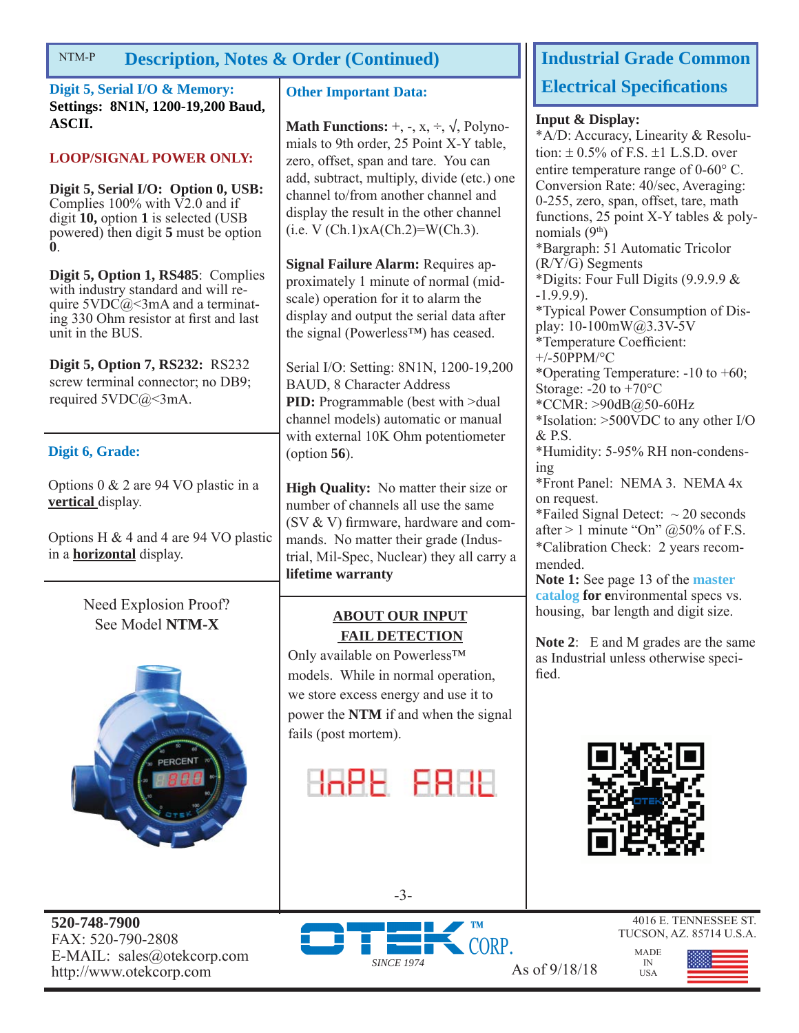NTM-P

## Description, Notes & Order (Continued)

**Digit 5, Serial I/O & Memory:**
**Settings: 8N1N, 1200-19,200 Baud, ASCII.**

**LOOP/SIGNAL POWER ONLY:**

**Digit 5, Serial I/O: Option 0, USB:** Complies 100% with V2.0 and if digit **10,** option **1** is selected (USB powered) then digit **5** must be option **0**.

**Digit 5, Option 1, RS485**: Complies with industry standard and will require 5VDC@<3mA and a terminating 330 Ohm resistor at first and last unit in the BUS.

**Digit 5, Option 7, RS232:** RS232 screw terminal connector; no DB9; required 5VDC@<3mA.

**Digit 6, Grade:**

Options 0 & 2 are 94 VO plastic in a **vertical** display.

Options H & 4 and 4 are 94 VO plastic in a **horizontal** display.

Need Explosion Proof?
See Model **NTM-X**

**Other Important Data:**

**Math Functions:** +, -, x, ÷, √, Polynomials to 9th order, 25 Point X-Y table, zero, offset, span and tare. You can add, subtract, multiply, divide (etc.) one channel to/from another channel and display the result in the other channel (i.e. V (Ch.1)xA(Ch.2)=W(Ch.3).

**Signal Failure Alarm:** Requires approximately 1 minute of normal (mid-scale) operation for it to alarm the display and output the serial data after the signal (Powerless™) has ceased.

Serial I/O: Setting: 8N1N, 1200-19,200 BAUD, 8 Character Address
**PID:** Programmable (best with >dual channel models) automatic or manual with external 10K Ohm potentiometer (option **56**).

**High Quality:** No matter their size or number of channels all use the same (SV & V) firmware, hardware and commands. No matter their grade (Industrial, Mil-Spec, Nuclear) they all carry a **lifetime warranty**

**ABOUT OUR INPUT FAIL DETECTION**

Only available on Powerless™ models. While in normal operation, we store excess energy and use it to power the **NTM** if and when the signal fails (post mortem).

## Industrial Grade Common Electrical Specifications

**Input & Display:**
*A/D: Accuracy, Linearity & Resolution: ± 0.5% of F.S. ±1 L.S.D. over entire temperature range of 0-60° C. Conversion Rate: 40/sec, Averaging: 0-255, zero, span, offset, tare, math functions, 25 point X-Y tables & polynomials (9th)
*Bargraph: 51 Automatic Tricolor (R/Y/G) Segments
*Digits: Four Full Digits (9.9.9.9 & -1.9.9.9).
*Typical Power Consumption of Display: 10-100mW@3.3V-5V
*Temperature Coefficient: +/-50PPM/°C
*Operating Temperature: -10 to +60; Storage: -20 to +70°C
*CCMR: >90dB@50-60Hz
*Isolation: >500VDC to any other I/O & P.S.
*Humidity: 5-95% RH non-condensing
*Front Panel: NEMA 3. NEMA 4x on request.
*Failed Signal Detect: ~ 20 seconds after > 1 minute "On" @50% of F.S.
*Calibration Check: 2 years recommended.
**Note 1:** See page 13 of the master catalog **for e**nvironmental specs vs. housing, bar length and digit size.

**Note 2**: E and M grades are the same as Industrial unless otherwise specified.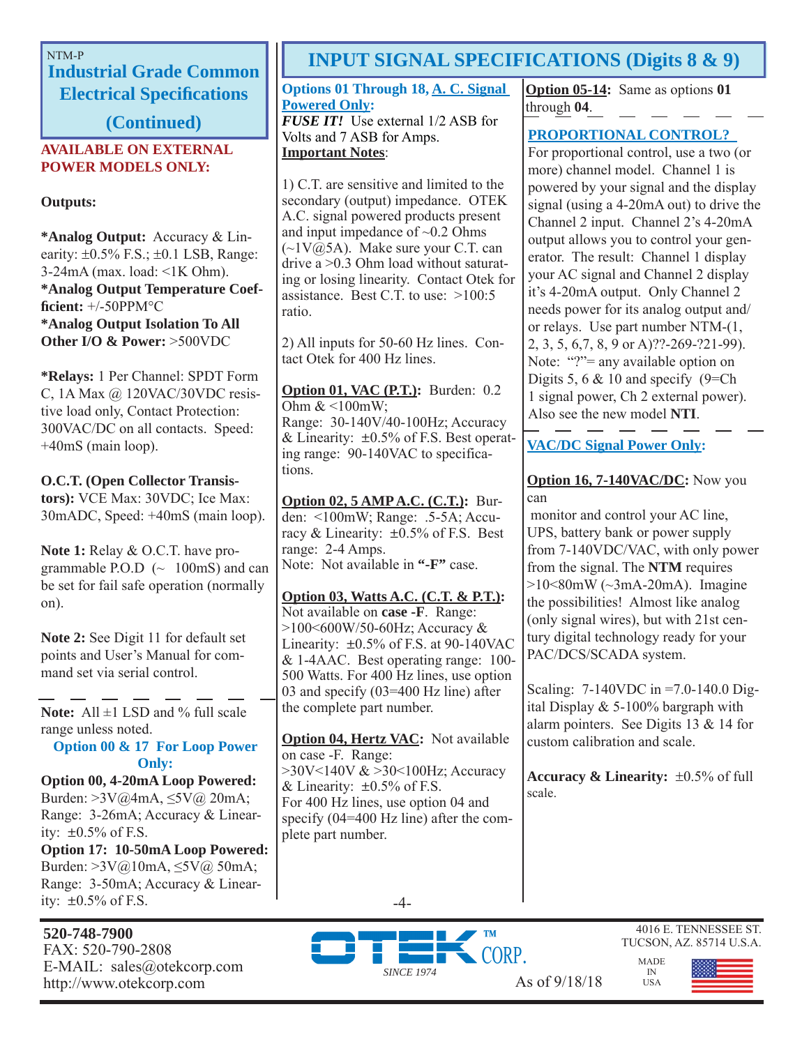NTM-P

## Industrial Grade Common Electrical Specifications (Continued)

**AVAILABLE ON EXTERNAL POWER MODELS ONLY:**

**Outputs:**

***Analog Output:** Accuracy & Linearity: ±0.5% F.S.; ±0.1 LSB, Range: 3-24mA (max. load: <1K Ohm).
***Analog Output Temperature Coefficient:** +/-50PPM°C
***Analog Output Isolation To All Other I/O & Power:** >500VDC

***Relays:** 1 Per Channel: SPDT Form C, 1A Max @ 120VAC/30VDC resistive load only, Contact Protection: 300VAC/DC on all contacts. Speed: +40mS (main loop).

**O.C.T. (Open Collector Transistors):** VCE Max: 30VDC; Ice Max: 30mADC, Speed: +40mS (main loop).

**Note 1:** Relay & O.C.T. have programmable P.O.D (~ 100mS) and can be set for fail safe operation (normally on).

**Note 2:** See Digit 11 for default set points and User's Manual for command set via serial control.

---

**Note:** All ±1 LSD and % full scale range unless noted.

**Option 00 & 17 For Loop Power Only:**

**Option 00, 4-20mA Loop Powered:** Burden: >3V@4mA, ≤5V@ 20mA; Range: 3-26mA; Accuracy & Linearity: ±0.5% of F.S.

**Option 17: 10-50mA Loop Powered:** Burden: >3V@10mA, ≤5V@ 50mA; Range: 3-50mA; Accuracy & Linearity: ±0.5% of F.S.

## INPUT SIGNAL SPECIFICATIONS (Digits 8 & 9)

**Options 01 Through 18, A. C. Signal Powered Only:**
***FUSE IT!*** Use external 1/2 ASB for Volts and 7 ASB for Amps.
**Important Notes**:

1) C.T. are sensitive and limited to the secondary (output) impedance. OTEK A.C. signal powered products present and input impedance of ~0.2 Ohms (~1V@5A). Make sure your C.T. can drive a >0.3 Ohm load without saturating or losing linearity. Contact Otek for assistance. Best C.T. to use: >100:5 ratio.

2) All inputs for 50-60 Hz lines. Contact Otek for 400 Hz lines.

**Option 01, VAC (P.T.):** Burden: 0.2 Ohm & <100mW;
Range: 30-140V/40-100Hz; Accuracy & Linearity: ±0.5% of F.S. Best operating range: 90-140VAC to specifications.

**Option 02, 5 AMP A.C. (C.T.):** Burden: <100mW; Range: .5-5A; Accuracy & Linearity: ±0.5% of F.S. Best range: 2-4 Amps.
Note: Not available in **"-F"** case.

**Option 03, Watts A.C. (C.T. & P.T.):** Not available on **case -F**. Range: >100<600W/50-60Hz; Accuracy & Linearity: ±0.5% of F.S. at 90-140VAC & 1-4AAC. Best operating range: 100-500 Watts. For 400 Hz lines, use option 03 and specify (03=400 Hz line) after the complete part number.

**Option 04, Hertz VAC:** Not available on case -F. Range: >30V<140V & >30<100Hz; Accuracy & Linearity: ±0.5% of F.S.
For 400 Hz lines, use option 04 and specify (04=400 Hz line) after the complete part number.

**Option 05-14:** Same as options **01** through **04**.

---

**PROPORTIONAL CONTROL?**

For proportional control, use a two (or more) channel model. Channel 1 is powered by your signal and the display signal (using a 4-20mA out) to drive the Channel 2 input. Channel 2's 4-20mA output allows you to control your generator. The result: Channel 1 display your AC signal and Channel 2 display it's 4-20mA output. Only Channel 2 needs power for its analog output and/or relays. Use part number NTM-(1, 2, 3, 5, 6,7, 8, 9 or A)??-269-?21-99). Note: "?"= any available option on Digits 5, 6 & 10 and specify (9=Ch 1 signal power, Ch 2 external power). Also see the new model **NTI**.

---

**VAC/DC Signal Power Only:**

**Option 16, 7-140VAC/DC:** Now you can monitor and control your AC line, UPS, battery bank or power supply from 7-140VDC/VAC, with only power from the signal. The **NTM** requires >10<80mW (~3mA-20mA). Imagine the possibilities! Almost like analog (only signal wires), but with 21st century digital technology ready for your PAC/DCS/SCADA system.

Scaling: 7-140VDC in =7.0-140.0 Digital Display & 5-100% bargraph with alarm pointers. See Digits 13 & 14 for custom calibration and scale.

**Accuracy & Linearity:** ±0.5% of full scale.

**520-748-7900**
FAX: 520-790-2808
E-MAIL: sales@otekcorp.com
http://www.otekcorp.com

OTEK™ CORP. SINCE 1974

As of 9/18/18

4016 E. TENNESSEE ST.
TUCSON, AZ. 85714 U.S.A.

MADE IN USA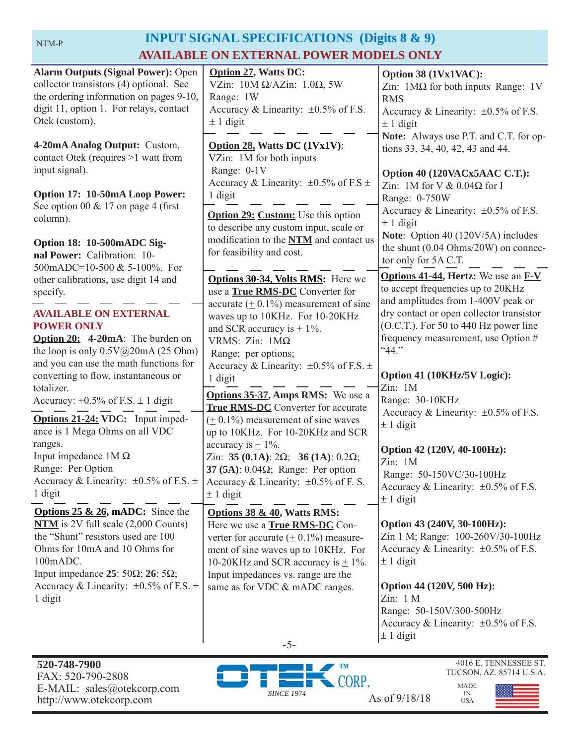# INPUT SIGNAL SPECIFICATIONS (Digits 8 & 9)
## AVAILABLE ON EXTERNAL POWER MODELS ONLY

**Alarm Outputs (Signal Power):** Open collector transistors (4) optional. See the ordering information on pages 9-10, digit 11, option 1. For relays, contact Otek (custom).

**4-20mA Analog Output:** Custom, contact Otek (requires >1 watt from input signal).

**Option 17: 10-50mA Loop Power:** See option 00 & 17 on page 4 (first column).

**Option 18: 10-500mADC Signal Power:** Calibration: 10-500mADC=10-500 & 5-100%. For other calibrations, use digit 14 and specify.

---

**AVAILABLE ON EXTERNAL POWER ONLY**

**Option 20: 4-20mA**: The burden on the loop is only 0.5V@20mA (25 Ohm) and you can use the math functions for converting to flow, instantaneous or totalizer.
Accuracy: ±0.5% of F.S. ± 1 digit

---

**Options 21-24: VDC:** Input impedance is 1 Mega Ohms on all VDC ranges.
Input impedance 1M Ω
Range: Per Option
Accuracy & Linearity: ±0.5% of F.S. ± 1 digit

---

**Options 25 & 26, mADC:** Since the **NTM** is 2V full scale (2,000 Counts) the "Shunt" resistors used are 100 Ohms for 10mA and 10 Ohms for 100mADC.
Input impedance **25**: 50Ω; **26**: 5Ω;
Accuracy & Linearity: ±0.5% of F.S. ± 1 digit

**Option 27, Watts DC:**
VZin: 10M Ω/AZin: 1.0Ω, 5W
Range: 1W
Accuracy & Linearity: ±0.5% of F.S. ± 1 digit

---

**Option 28, Watts DC (1Vx1V)**:
VZin: 1M for both inputs
Range: 0-1V
Accuracy & Linearity: ±0.5% of F.S ± 1 digit

---

**Option 29: Custom:** Use this option to describe any custom input, scale or modification to the **NTM** and contact us for feasibility and cost.

---

**Options 30-34, Volts RMS:** Here we use a **True RMS-DC** Converter for accurate (± 0.1%) measurement of sine waves up to 10KHz. For 10-20KHz and SCR accuracy is ± 1%.
VRMS: Zin: 1MΩ
Range; per options;
Accuracy & Linearity: ±0.5% of F.S. ± 1 digit

---

**Options 35-37, Amps RMS:** We use a **True RMS-DC** Converter for accurate (± 0.1%) measurement of sine waves up to 10KHz. For 10-20KHz and SCR accuracy is ± 1%.
Zin: **35 (0.1A)**: 2Ω; **36 (1A)**: 0.2Ω; **37 (5A)**: 0.04Ω; Range: Per option
Accuracy & Linearity: ±0.5% of F. S. ± 1 digit

---

**Options 38 & 40, Watts RMS:** Here we use a **True RMS-DC** Converter for accurate (± 0.1%) measurement of sine waves up to 10KHz. For 10-20KHz and SCR accuracy is ± 1%. Input impedances vs. range are the same as for VDC & mADC ranges.

**Option 38 (1Vx1VAC):**
Zin: 1MΩ for both inputs Range: 1V RMS
Accuracy & Linearity: ±0.5% of F.S. ± 1 digit
**Note:** Always use P.T. and C.T. for options 33, 34, 40, 42, 43 and 44.

**Option 40 (120VACx5AAC C.T.):**
Zin: 1M for V & 0.04Ω for I
Range: 0-750W
Accuracy & Linearity: ±0.5% of F.S. ± 1 digit
**Note**: Option 40 (120V/5A) includes the shunt (0.04 Ohms/20W) on connector only for 5A C.T.

---

**Options 41-44, Hertz:** We use an **F-V** to accept frequencies up to 20KHz and amplitudes from 1-400V peak or dry contact or open collector transistor (O.C.T.). For 50 to 440 Hz power line frequency measurement, use Option # "44."

**Option 41 (10KHz/5V Logic):**
Zin: 1M
Range: 30-10KHz
Accuracy & Linearity: ±0.5% of F.S. ± 1 digit

**Option 42 (120V, 40-100Hz):**
Zin: 1M
Range: 50-150VC/30-100Hz
Accuracy & Linearity: ±0.5% of F.S. ± 1 digit

**Option 43 (240V, 30-100Hz):**
Zin 1 M; Range: 100-260V/30-100Hz
Accuracy & Linearity: ±0.5% of F.S. ± 1 digit

**Option 44 (120V, 500 Hz):**
Zin: 1 M
Range: 50-150V/300-500Hz
Accuracy & Linearity: ±0.5% of F.S. ± 1 digit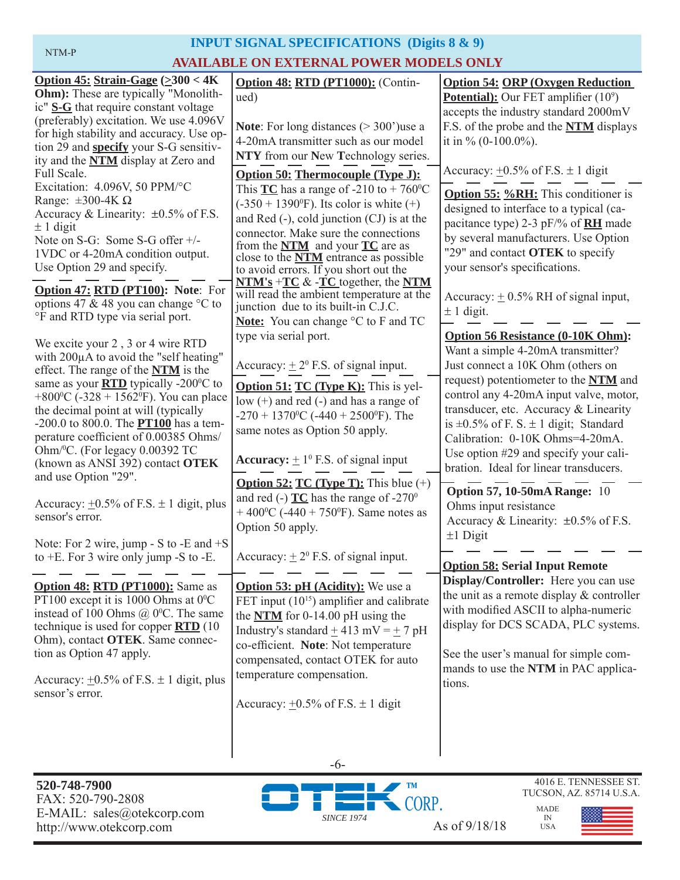# INPUT SIGNAL SPECIFICATIONS (Digits 8 & 9)

## AVAILABLE ON EXTERNAL POWER MODELS ONLY

**Option 45: Strain-Gage (≥300 < 4K Ohm):** These are typically "Monolithic" **S-G** that require constant voltage (preferably) excitation. We use 4.096V for high stability and accuracy. Use option 29 and **specify** your S-G sensitivity and the **NTM** display at Zero and Full Scale.
Excitation: 4.096V, 50 PPM/°C
Range: ±300-4K Ω
Accuracy & Linearity: ±0.5% of F.S. ± 1 digit
Note on S-G: Some S-G offer +/- 1VDC or 4-20mA condition output. Use Option 29 and specify.

**Option 47: RTD (PT100): Note**: For options 47 & 48 you can change °C to °F and RTD type via serial port.

We excite your 2 , 3 or 4 wire RTD with 200μA to avoid the "self heating" effect. The range of the **NTM** is the same as your **RTD** typically -200°C to +800°C (-328 + 1562°F). You can place the decimal point at will (typically -200.0 to 800.0. The **PT100** has a temperature coefficient of 0.00385 Ohms/Ohm/°C. (For legacy 0.00392 TC (known as ANSI 392) contact **OTEK** and use Option "29".

Accuracy: ±0.5% of F.S. ± 1 digit, plus sensor's error.

Note: For 2 wire, jump - S to -E and +S to +E. For 3 wire only jump -S to -E.

**Option 48: RTD (PT1000):** Same as PT100 except it is 1000 Ohms at 0°C instead of 100 Ohms @ 0°C. The same technique is used for copper **RTD** (10 Ohm), contact **OTEK**. Same connection as Option 47 apply.

Accuracy: ±0.5% of F.S. ± 1 digit, plus sensor's error.

**Option 48: RTD (PT1000):** (Continued)

**Note**: For long distances (> 300')use a 4-20mA transmitter such as our model **NTY** from our **N**ew **T**echnology series.

**Option 50: Thermocouple (Type J):** This **TC** has a range of -210 to + 760°C (-350 + 1390°F). Its color is white (+) and Red (-), cold junction (CJ) is at the connector. Make sure the connections from the **NTM** and your **TC** are as close to the **NTM** entrance as possible to avoid errors. If you short out the **NTM's** +**TC** & -**TC** together, the **NTM** will read the ambient temperature at the junction due to its built-in C.J.C.
**Note:** You can change °C to F and TC type via serial port.

Accuracy: ± 2° F.S. of signal input.

**Option 51: TC (Type K):** This is yellow (+) and red (-) and has a range of -270 + 1370°C (-440 + 2500°F). The same notes as Option 50 apply.

**Accuracy:** ± 1° F.S. of signal input

**Option 52: TC (Type T):** This blue (+) and red (-) **TC** has the range of -270° + 400°C (-440 + 750°F). Same notes as Option 50 apply.

Accuracy: ± 2° F.S. of signal input.

**Option 53: pH (Acidity):** We use a FET input ($10^{15}$) amplifier and calibrate the **NTM** for 0-14.00 pH using the Industry's standard ± 413 mV = ± 7 pH co-efficient. **Note**: Not temperature compensated, contact OTEK for auto temperature compensation.

Accuracy: ±0.5% of F.S. ± 1 digit

**Option 54: ORP (Oxygen Reduction Potential):** Our FET amplifier ($10^9$) accepts the industry standard 2000mV F.S. of the probe and the **NTM** displays it in % (0-100.0%).

Accuracy: ±0.5% of F.S. ± 1 digit

**Option 55: %RH:** This conditioner is designed to interface to a typical (capacitance type) 2-3 pF/% of **RH** made by several manufacturers. Use Option "29" and contact **OTEK** to specify your sensor's specifications.

Accuracy: ± 0.5% RH of signal input, ± 1 digit.

**Option 56 Resistance (0-10K Ohm):** Want a simple 4-20mA transmitter? Just connect a 10K Ohm (others on request) potentiometer to the **NTM** and control any 4-20mA input valve, motor, transducer, etc. Accuracy & Linearity is ±0.5% of F. S. ± 1 digit; Standard Calibration: 0-10K Ohms=4-20mA. Use option #29 and specify your calibration. Ideal for linear transducers.

**Option 57, 10-50mA Range:** 10 Ohms input resistance
Accuracy & Linearity: ±0.5% of F.S. ±1 Digit

**Option 58: Serial Input Remote Display/Controller:** Here you can use the unit as a remote display & controller with modified ASCII to alpha-numeric display for DCS SCADA, PLC systems.

See the user's manual for simple commands to use the **NTM** in PAC applications.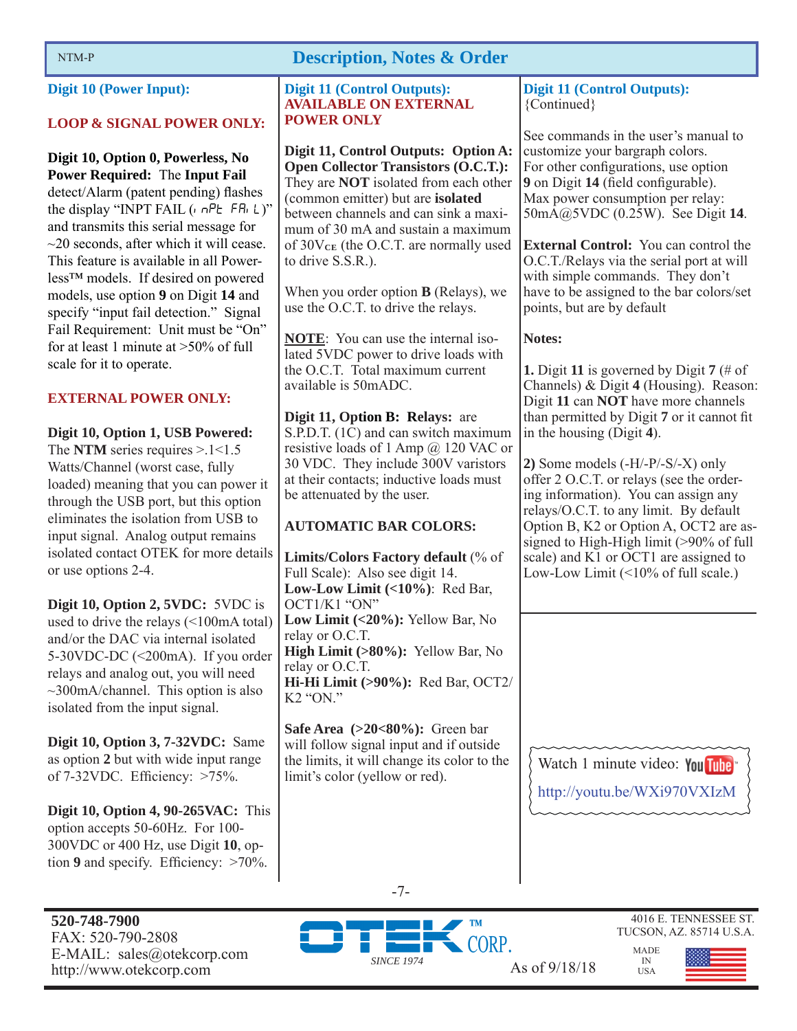## Description, Notes & Order

### Digit 10 (Power Input):

**LOOP & SIGNAL POWER ONLY:**

**Digit 10, Option 0, Powerless, No Power Required:** The **Input Fail** detect/Alarm (patent pending) flashes the display "INPT FAIL (InPt FAIL)" and transmits this serial message for ~20 seconds, after which it will cease. This feature is available in all Powerless™ models. If desired on powered models, use option **9** on Digit **14** and specify "input fail detection." Signal Fail Requirement: Unit must be "On" for at least 1 minute at >50% of full scale for it to operate.

**EXTERNAL POWER ONLY:**

**Digit 10, Option 1, USB Powered:** The **NTM** series requires >.1<1.5 Watts/Channel (worst case, fully loaded) meaning that you can power it through the USB port, but this option eliminates the isolation from USB to input signal. Analog output remains isolated contact OTEK for more details or use options 2-4.

**Digit 10, Option 2, 5VDC:** 5VDC is used to drive the relays (<100mA total) and/or the DAC via internal isolated 5-30VDC-DC (<200mA). If you order relays and analog out, you will need ~300mA/channel. This option is also isolated from the input signal.

**Digit 10, Option 3, 7-32VDC:** Same as option **2** but with wide input range of 7-32VDC. Efficiency: >75%.

**Digit 10, Option 4, 90-265VAC:** This option accepts 50-60Hz. For 100-300VDC or 400 Hz, use Digit **10**, option **9** and specify. Efficiency: >70%.

### Digit 11 (Control Outputs):

**AVAILABLE ON EXTERNAL POWER ONLY**

**Digit 11, Control Outputs: Option A: Open Collector Transistors (O.C.T.):** They are **NOT** isolated from each other (common emitter) but are **isolated** between channels and can sink a maximum of 30 mA and sustain a maximum of 30$V_{CE}$ (the O.C.T. are normally used to drive S.S.R.).

When you order option **B** (Relays), we use the O.C.T. to drive the relays.

**NOTE**: You can use the internal isolated 5VDC power to drive loads with the O.C.T. Total maximum current available is 50mADC.

**Digit 11, Option B: Relays:** are S.P.D.T. (1C) and can switch maximum resistive loads of 1 Amp @ 120 VAC or 30 VDC. They include 300V varistors at their contacts; inductive loads must be attenuated by the user.

**AUTOMATIC BAR COLORS:**

**Limits/Colors Factory default** (% of Full Scale): Also see digit 14.
**Low-Low Limit (<10%)**: Red Bar, OCT1/K1 "ON"
**Low Limit (<20%):** Yellow Bar, No relay or O.C.T.
**High Limit (>80%):** Yellow Bar, No relay or O.C.T.
**Hi-Hi Limit (>90%):** Red Bar, OCT2/K2 "ON."

**Safe Area (>20<80%):** Green bar will follow signal input and if outside the limits, it will change its color to the limit's color (yellow or red).

### Digit 11 (Control Outputs):
{Continued}

See commands in the user's manual to customize your bargraph colors. For other configurations, use option **9** on Digit **14** (field configurable). Max power consumption per relay: 50mA@5VDC (0.25W). See Digit **14**.

**External Control:** You can control the O.C.T./Relays via the serial port at will with simple commands. They don't have to be assigned to the bar colors/set points, but are by default

**Notes:**

**1.** Digit **11** is governed by Digit **7** (# of Channels) & Digit **4** (Housing). Reason: Digit **11** can **NOT** have more channels than permitted by Digit **7** or it cannot fit in the housing (Digit **4**).

**2)** Some models (-H/-P/-S/-X) only offer 2 O.C.T. or relays (see the ordering information). You can assign any relays/O.C.T. to any limit. By default Option B, K2 or Option A, OCT2 are assigned to High-High limit (>90% of full scale) and K1 or OCT1 are assigned to Low-Low Limit (<10% of full scale.)

Watch 1 minute video: YouTube
http://youtu.be/WXi970VXIzM

**520-748-7900**
FAX: 520-790-2808
E-MAIL: sales@otekcorp.com
http://www.otekcorp.com

OTEK™ CORP. SINCE 1974

As of 9/18/18

4016 E. TENNESSEE ST.
TUCSON, AZ. 85714 U.S.A.

MADE IN USA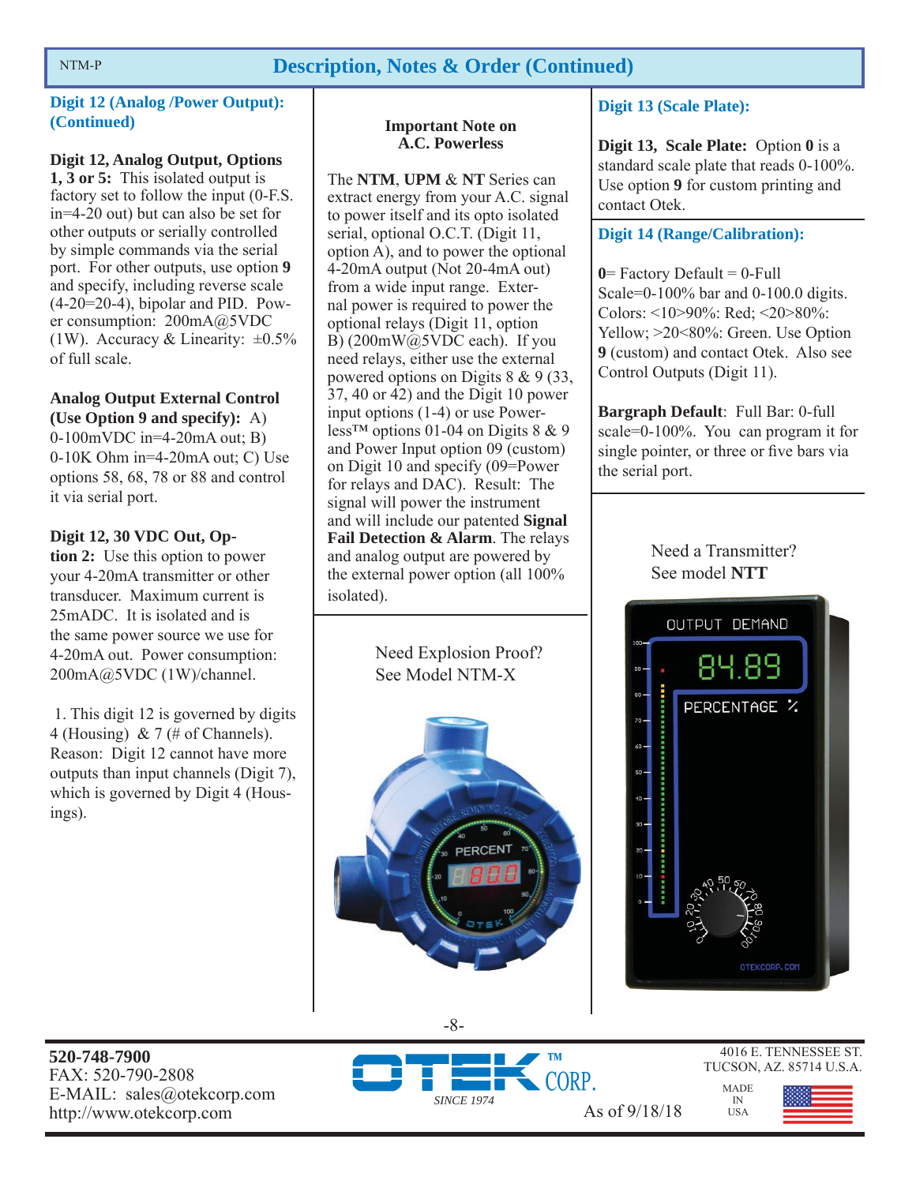## Description, Notes & Order (Continued)

### Digit 12 (Analog /Power Output): (Continued)

**Digit 12, Analog Output, Options 1, 3 or 5:** This isolated output is factory set to follow the input (0-F.S. in=4-20 out) but can also be set for other outputs or serially controlled by simple commands via the serial port. For other outputs, use option **9** and specify, including reverse scale (4-20=20-4), bipolar and PID. Power consumption: 200mA@5VDC (1W). Accuracy & Linearity: ±0.5% of full scale.

**Analog Output External Control (Use Option 9 and specify):** A) 0-100mVDC in=4-20mA out; B) 0-10K Ohm in=4-20mA out; C) Use options 58, 68, 78 or 88 and control it via serial port.

**Digit 12, 30 VDC Out, Option 2:** Use this option to power your 4-20mA transmitter or other transducer. Maximum current is 25mADC. It is isolated and is the same power source we use for 4-20mA out. Power consumption: 200mA@5VDC (1W)/channel.

1. This digit 12 is governed by digits 4 (Housing) & 7 (# of Channels). Reason: Digit 12 cannot have more outputs than input channels (Digit 7), which is governed by Digit 4 (Housings).

**Important Note on A.C. Powerless**

The **NTM**, **UPM** & **NT** Series can extract energy from your A.C. signal to power itself and its opto isolated serial, optional O.C.T. (Digit 11, option A), and to power the optional 4-20mA output (Not 20-4mA out) from a wide input range. External power is required to power the optional relays (Digit 11, option B) (200mW@5VDC each). If you need relays, either use the external powered options on Digits 8 & 9 (33, 37, 40 or 42) and the Digit 10 power input options (1-4) or use Powerless™ options 01-04 on Digits 8 & 9 and Power Input option 09 (custom) on Digit 10 and specify (09=Power for relays and DAC). Result: The signal will power the instrument and will include our patented **Signal Fail Detection & Alarm**. The relays and analog output are powered by the external power option (all 100% isolated).

Need Explosion Proof?
See Model NTM-X

### Digit 13 (Scale Plate):

**Digit 13, Scale Plate:** Option **0** is a standard scale plate that reads 0-100%. Use option **9** for custom printing and contact Otek.

### Digit 14 (Range/Calibration):

**0**= Factory Default = 0-Full Scale=0-100% bar and 0-100.0 digits. Colors: <10>90%: Red; <20>80%: Yellow; >20<80%: Green. Use Option **9** (custom) and contact Otek. Also see Control Outputs (Digit 11).

**Bargraph Default**: Full Bar: 0-full scale=0-100%. You can program it for single pointer, or three or five bars via the serial port.

Need a Transmitter?
See model **NTT**

**520-748-7900**
FAX: 520-790-2808
E-MAIL: sales@otekcorp.com
http://www.otekcorp.com

OTEK™ CORP. SINCE 1974

As of 9/18/18

4016 E. TENNESSEE ST.
TUCSON, AZ. 85714 U.S.A.

MADE IN USA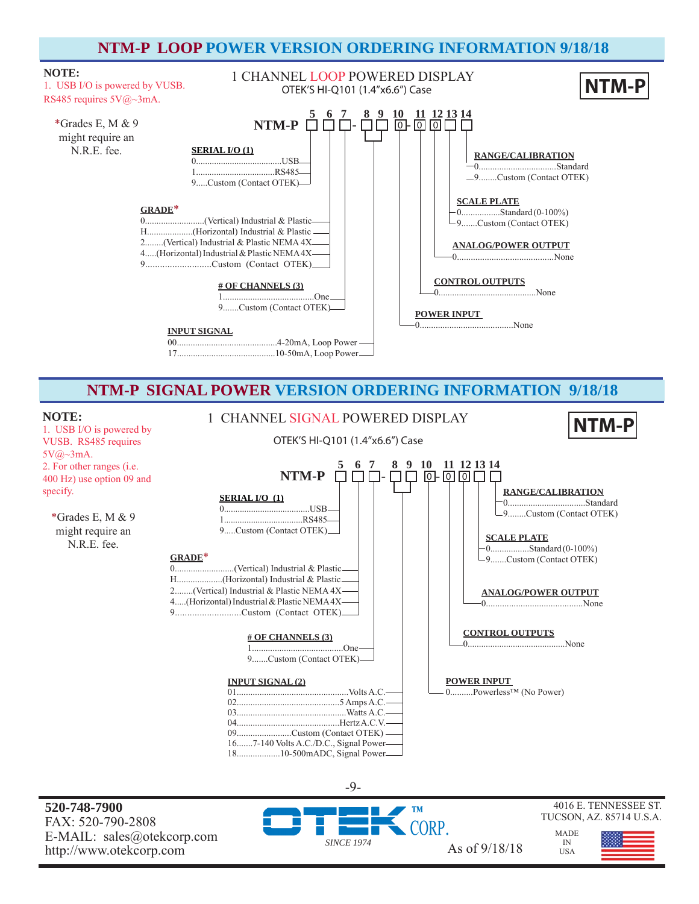## NTM-P LOOP POWER VERSION ORDERING INFORMATION 9/18/18

**NOTE:**
1. USB I/O is powered by VUSB. RS485 requires 5V@~3mA.

*Grades E, M & 9 might require an N.R.E. fee.

### 1 CHANNEL LOOP POWERED DISPLAY
OTEK'S HI-Q101 (1.4"x6.6") Case

**NTM-P**

NTM-P □ □ □ - □ □ 0 - 0 0 □ □ (positions 5 6 7 - 8 9 10 - 11 12 13 14)

**SERIAL I/O (1)** (position 5)
- 0......USB
- 1......RS485
- 9.....Custom (Contact OTEK)

**GRADE*** (position 6)
- 0......(Vertical) Industrial & Plastic
- H......(Horizontal) Industrial & Plastic
- 2........(Vertical) Industrial & Plastic NEMA 4X
- 4.....(Horizontal) Industrial & Plastic NEMA 4X
- 9......Custom (Contact OTEK)

**# OF CHANNELS (3)** (position 7)
- 1......One
- 9.......Custom (Contact OTEK)

**INPUT SIGNAL** (positions 8, 9)
- 00......4-20mA, Loop Power
- 17......10-50mA, Loop Power

**POWER INPUT** (position 10)
- 0......None

**CONTROL OUTPUTS** (position 11)
- 0......None

**ANALOG/POWER OUTPUT** (position 12)
- 0......None

**SCALE PLATE** (position 13)
- 0......Standard (0-100%)
- 9.......Custom (Contact OTEK)

**RANGE/CALIBRATION** (position 14)
- 0......Standard
- 9........Custom (Contact OTEK)

## NTM-P SIGNAL POWER VERSION ORDERING INFORMATION 9/18/18

**NOTE:**
1. USB I/O is powered by VUSB. RS485 requires 5V@~3mA.
2. For other ranges (i.e. 400 Hz) use option 09 and specify.

*Grades E, M & 9 might require an N.R.E. fee.

### 1 CHANNEL SIGNAL POWERED DISPLAY
OTEK'S HI-Q101 (1.4"x6.6") Case

**NTM-P**

NTM-P □ □ □ - □ □ 0 - 0 0 □ □ (positions 5 6 7 - 8 9 10 - 11 12 13 14)

**SERIAL I/O (1)** (position 5)
- 0......USB
- 1......RS485
- 9.....Custom (Contact OTEK)

**GRADE*** (position 6)
- 0......(Vertical) Industrial & Plastic
- H......(Horizontal) Industrial & Plastic
- 2........(Vertical) Industrial & Plastic NEMA 4X
- 4.....(Horizontal) Industrial & Plastic NEMA 4X
- 9......Custom (Contact OTEK)

**# OF CHANNELS (3)** (position 7)
- 1......One
- 9.......Custom (Contact OTEK)

**INPUT SIGNAL (2)** (positions 8, 9)
- 01......Volts A.C.
- 02......5 Amps A.C.
- 03......Watts A.C.
- 04......Hertz A.C.V.
- 09......Custom (Contact OTEK)
- 16.......7-140 Volts A.C./D.C., Signal Power
- 18......10-500mADC, Signal Power

**POWER INPUT** (position 10)
- 0.........Powerless™ (No Power)

**CONTROL OUTPUTS** (position 11)
- 0......None

**ANALOG/POWER OUTPUT** (position 12)
- 0......None

**SCALE PLATE** (position 13)
- 0......Standard (0-100%)
- 9.......Custom (Contact OTEK)

**RANGE/CALIBRATION** (position 14)
- 0......Standard
- 9........Custom (Contact OTEK)

**520-748-7900**
FAX: 520-790-2808
E-MAIL: sales@otekcorp.com
http://www.otekcorp.com

OTEK™ CORP.
*SINCE 1974*

As of 9/18/18

4016 E. TENNESSEE ST.
TUCSON, AZ. 85714 U.S.A.

MADE IN USA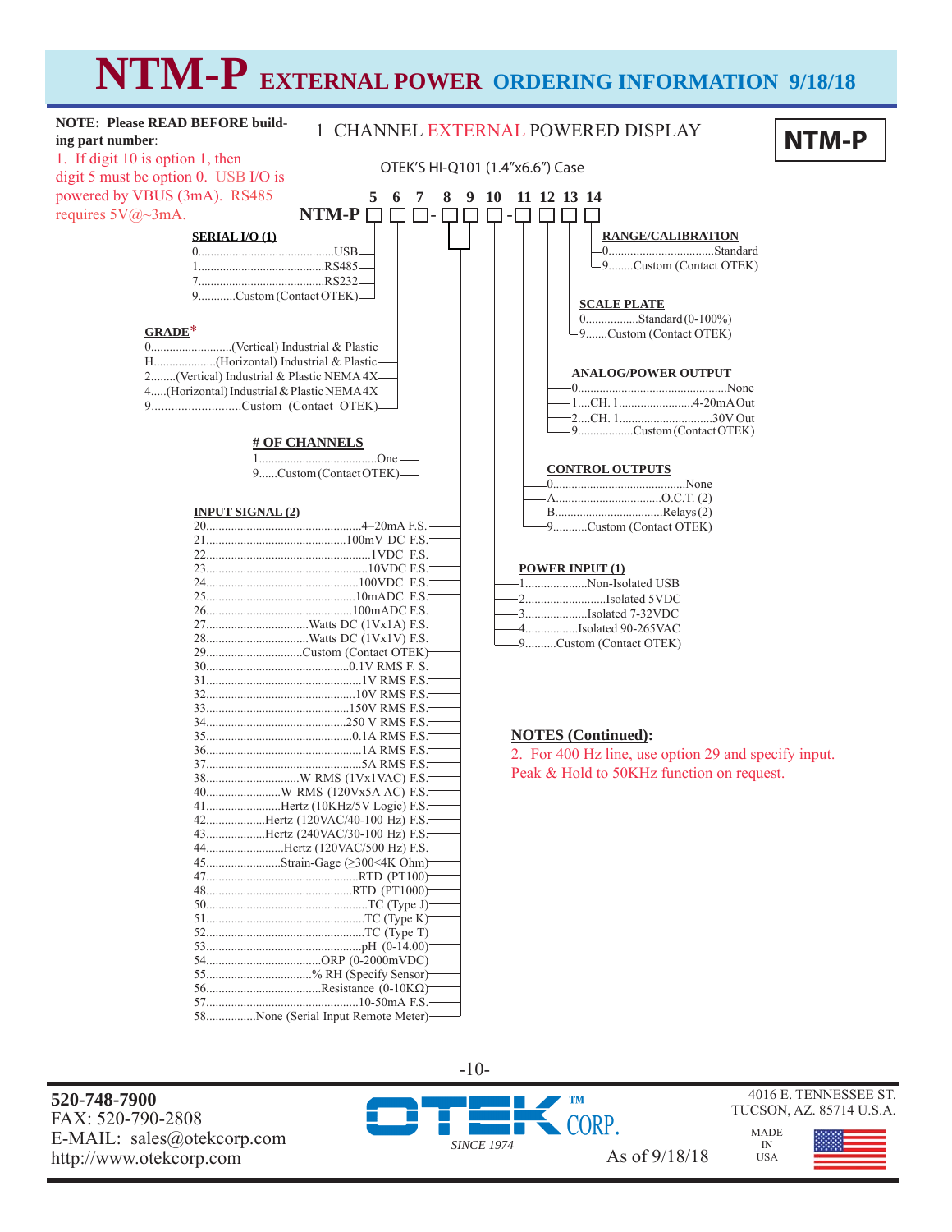# NTM-P EXTERNAL POWER ORDERING INFORMATION 9/18/18

**NOTE: Please READ BEFORE building part number**:

1. If digit 10 is option 1, then digit 5 must be option 0. USB I/O is powered by VBUS (3mA). RS485 requires 5V@~3mA.

## 1 CHANNEL EXTERNAL POWERED DISPLAY

**NTM-P**

OTEK'S HI-Q101 (1.4"x6.6") Case

NTM-P ☐ ☐ ☐ - ☐ ☐ ☐ - ☐ ☐ ☐ ☐
(digits 5 6 7 - 8 9 10 - 11 12 13 14)

### SERIAL I/O (1)
- 0...USB
- 1...RS485
- 7...RS232
- 9...Custom (Contact OTEK)

### GRADE*
- 0...(Vertical) Industrial & Plastic
- H...(Horizontal) Industrial & Plastic
- 2...(Vertical) Industrial & Plastic NEMA 4X
- 4...(Horizontal) Industrial & Plastic NEMA 4X
- 9...Custom (Contact OTEK)

### # OF CHANNELS
- 1...One
- 9...Custom (Contact OTEK)

### INPUT SIGNAL (2)
- 20...4–20mA F.S.
- 21...100mV DC F.S.
- 22...1VDC F.S.
- 23...10VDC F.S.
- 24...100VDC F.S.
- 25...10mADC F.S.
- 26...100mADC F.S.
- 27...Watts DC (1Vx1A) F.S.
- 28...Watts DC (1Vx1V) F.S.
- 29...Custom (Contact OTEK)
- 30...0.1V RMS F. S.
- 31...1V RMS F.S.
- 32...10V RMS F.S.
- 33...150V RMS F.S.
- 34...250 V RMS F.S.
- 35...0.1A RMS F.S.
- 36...1A RMS F.S.
- 37...5A RMS F.S.
- 38...W RMS (1Vx1VAC) F.S.
- 40...W RMS (120Vx5A AC) F.S.
- 41...Hertz (10KHz/5V Logic) F.S.
- 42...Hertz (120VAC/40-100 Hz) F.S.
- 43...Hertz (240VAC/30-100 Hz) F.S.
- 44...Hertz (120VAC/500 Hz) F.S.
- 45...Strain-Gage (≥300<4K Ohm)
- 47...RTD (PT100)
- 48...RTD (PT1000)
- 50...TC (Type J)
- 51...TC (Type K)
- 52...TC (Type T)
- 53...pH (0-14.00)
- 54...ORP (0-2000mVDC)
- 55...% RH (Specify Sensor)
- 56...Resistance (0-10KΩ)
- 57...10-50mA F.S.
- 58...None (Serial Input Remote Meter)

### RANGE/CALIBRATION
- 0...Standard
- 9...Custom (Contact OTEK)

### SCALE PLATE
- 0...Standard (0-100%)
- 9...Custom (Contact OTEK)

### ANALOG/POWER OUTPUT
- 0...None
- 1...CH. 1...4-20mA Out
- 2...CH. 1...30V Out
- 9...Custom (Contact OTEK)

### CONTROL OUTPUTS
- 0...None
- A...O.C.T. (2)
- B...Relays (2)
- 9...Custom (Contact OTEK)

### POWER INPUT (1)
- 1...Non-Isolated USB
- 2...Isolated 5VDC
- 3...Isolated 7-32VDC
- 4...Isolated 90-265VAC
- 9...Custom (Contact OTEK)

**NOTES (Continued):**

2. For 400 Hz line, use option 29 and specify input. Peak & Hold to 50KHz function on request.

**520-748-7900**
FAX: 520-790-2808
E-MAIL: sales@otekcorp.com
http://www.otekcorp.com

OTEK™ CORP. SINCE 1974

As of 9/18/18

4016 E. TENNESSEE ST.
TUCSON, AZ. 85714 U.S.A.

MADE IN USA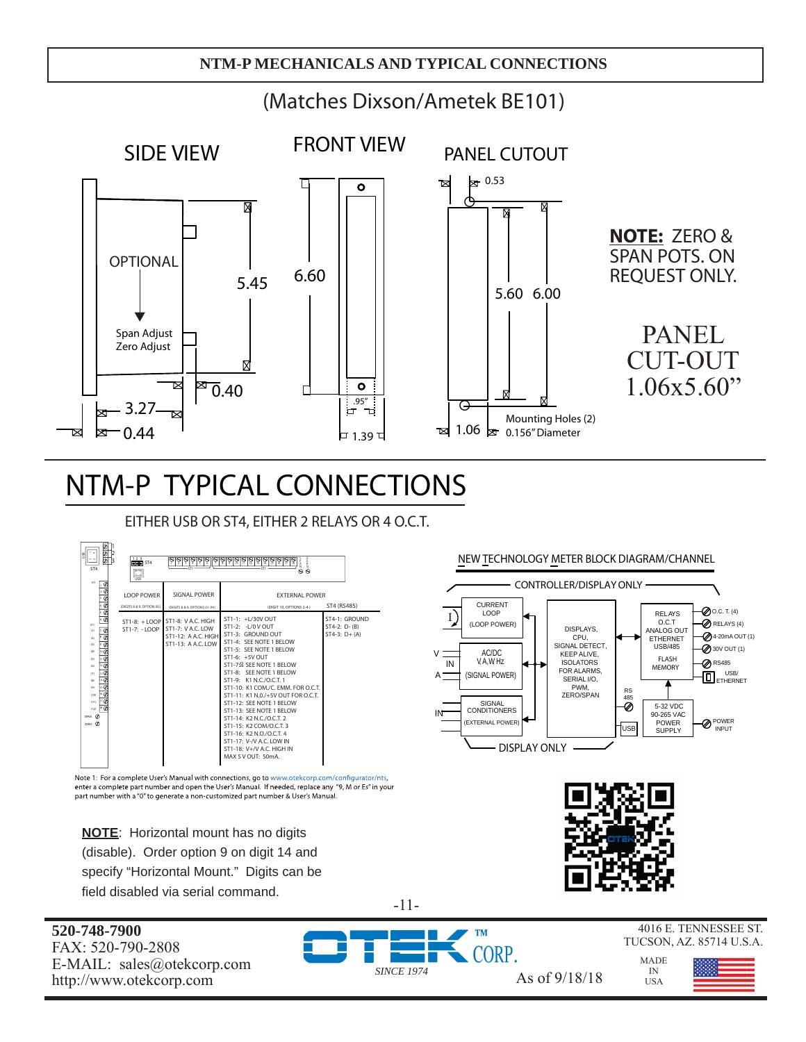# NTM-P MECHANICALS AND TYPICAL CONNECTIONS

(Matches Dixson/Ametek BE101)

SIDE VIEW

OPTIONAL

Span Adjust
Zero Adjust

5.45

0.40

3.27

0.44

FRONT VIEW

6.60

.95"

1.39

PANEL CUTOUT

0.53

5.60 6.00

1.06

Mounting Holes (2)
0.156" Diameter

**NOTE:** ZERO & SPAN POTS. ON REQUEST ONLY.

PANEL CUT-OUT 1.06x5.60"

# NTM-P TYPICAL CONNECTIONS

EITHER USB OR ST4, EITHER 2 RELAYS OR 4 O.C.T.

| LOOP POWER (DIGITS 8 & 9, OPTION 00) | SIGNAL POWER (DIGITS 8 & 9, OPTIONS 01-04) | EXTERNAL POWER (DIGIT 10, OPTIONS 2-4) | ST4 (RS485) |
|---|---|---|---|
| ST1-8: + LOOP<br>ST1-7: - LOOP | ST1-8: V A.C. HIGH<br>ST1-7: V A.C. LOW<br>ST1-12: A A.C. HIGH<br>ST1-13: A A.C. LOW | ST1-1: +L/30V OUT<br>ST1-2: -L/0 V OUT<br>ST1-3: GROUND OUT<br>ST1-4: SEE NOTE 1 BELOW<br>ST1-5: SEE NOTE 1 BELOW<br>ST1-6: +5V OUT<br>ST1-7: SEE NOTE 1 BELOW<br>ST1-8: SEE NOTE 1 BELOW<br>ST1-9: K1 N.C./O.C.T. 1<br>ST1-10: K1 COM./C. EMM. FOR O.C.T.<br>ST1-11: K1 N.O./+5V OUT FOR O.C.T.<br>ST1-12: SEE NOTE 1 BELOW<br>ST1-13: SEE NOTE 1 BELOW<br>ST1-14: K2 N.C./O.C.T. 2<br>ST1-15: K2 COM/O.C.T. 3<br>ST1-16: K2 N.O./O.C.T. 4<br>ST1-17: V-/V A.C. LOW IN<br>ST1-18: V+/V A.C. HIGH IN<br>MAX 5 V OUT: 50mA. | ST4-1: GROUND<br>ST4-2: D- (B)<br>ST4-3: D+ (A) |

Note 1: For a complete User's Manual with connections, go to www.otekcorp.com/configurator/nts, enter a complete part number and open the User's Manual. If needed, replace any "9, M or Es" in your part number with a "0" to generate a non-customized part number & User's Manual.

NEW TECHNOLOGY METER BLOCK DIAGRAM/CHANNEL

CONTROLLER/DISPLAY ONLY

CURRENT LOOP (LOOP POWER)

AC/DC V,A,W Hz (SIGNAL POWER)

SIGNAL CONDITIONERS (EXTERNAL POWER)

DISPLAYS, CPU, SIGNAL DETECT, KEEP ALIVE, ISOLATORS FOR ALARMS, SERIAL I/O, PWM, ZERO/SPAN

RELAYS O.C.T. ANALOG OUT ETHERNET USB/485

FLASH MEMORY

RS 485

USB

5-32 VDC 90-265 VAC POWER SUPPLY

O.C. T. (4)
RELAYS (4)
4-20mA OUT (1)
30V OUT (1)
RS485
USB/ ETHERNET
POWER INPUT

DISPLAY ONLY

**NOTE**: Horizontal mount has no digits (disable). Order option 9 on digit 14 and specify "Horizontal Mount." Digits can be field disabled via serial command.

**520-748-7900**
FAX: 520-790-2808
E-MAIL: sales@otekcorp.com
http://www.otekcorp.com

OTEK CORP.™ SINCE 1974

As of 9/18/18

4016 E. TENNESSEE ST.
TUCSON, AZ. 85714 U.S.A.

MADE IN USA